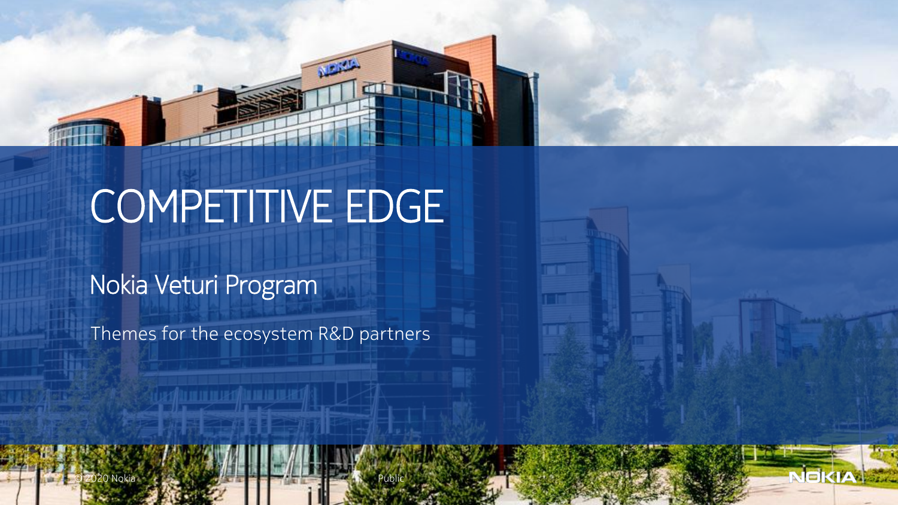# COMPETITIVE EDGE

## Nokia Veturi Program

Themes for the ecosystem R&D partners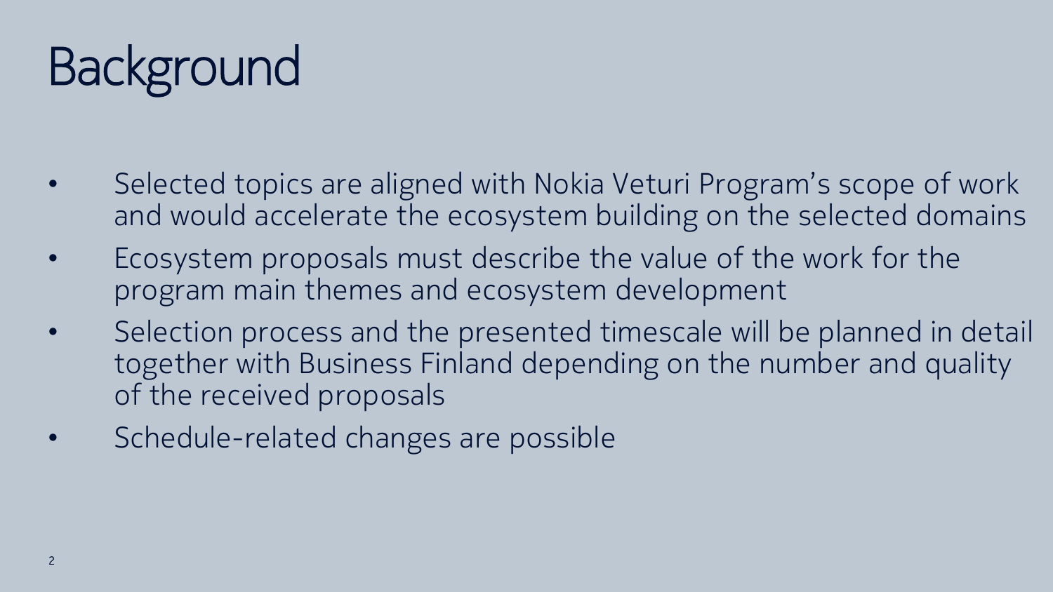# Background

- Selected topics are aligned with Nokia Veturi Program's scope of work and would accelerate the ecosystem building on the selected domains
- Ecosystem proposals must describe the value of the work for the program main themes and ecosystem development
- Selection process and the presented timescale will be planned in detail together with Business Finland depending on the number and quality of the received proposals
- Schedule-related changes are possible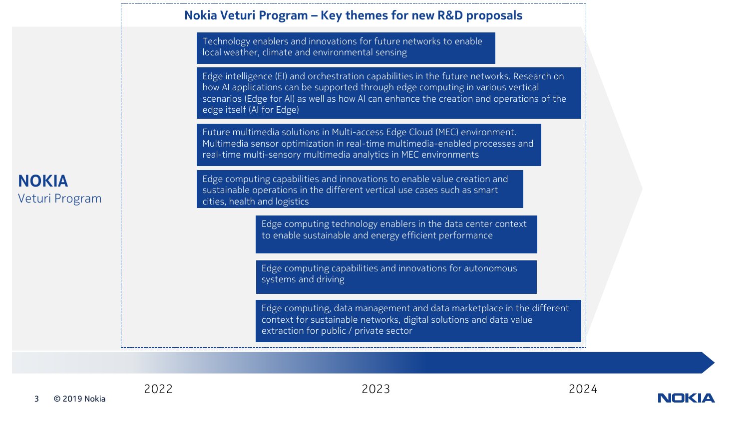## Nokia Veturi Program – Key themes for new R&D proposals

**NOKIA**
Veturi Program

- Technology enablers and innovations for future networks to enable local weather, climate and environmental sensing
- Edge intelligence (EI) and orchestration capabilities in the future networks. Research on how AI applications can be supported through edge computing in various vertical scenarios (Edge for AI) as well as how AI can enhance the creation and operations of the edge itself (AI for Edge)
- Future multimedia solutions in Multi-access Edge Cloud (MEC) environment. Multimedia sensor optimization in real-time multimedia-enabled processes and real-time multi-sensory multimedia analytics in MEC environments
- Edge computing capabilities and innovations to enable value creation and sustainable operations in the different vertical use cases such as smart cities, health and logistics
- Edge computing technology enablers in the data center context to enable sustainable and energy efficient performance
- Edge computing capabilities and innovations for autonomous systems and driving
- Edge computing, data management and data marketplace in the different context for sustainable networks, digital solutions and data value extraction for public / private sector

2022 | 2023 | 2024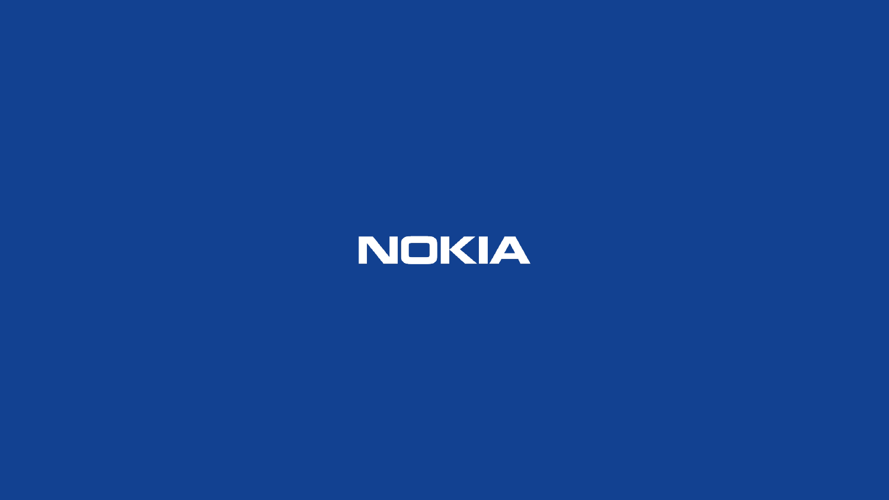NOKIA